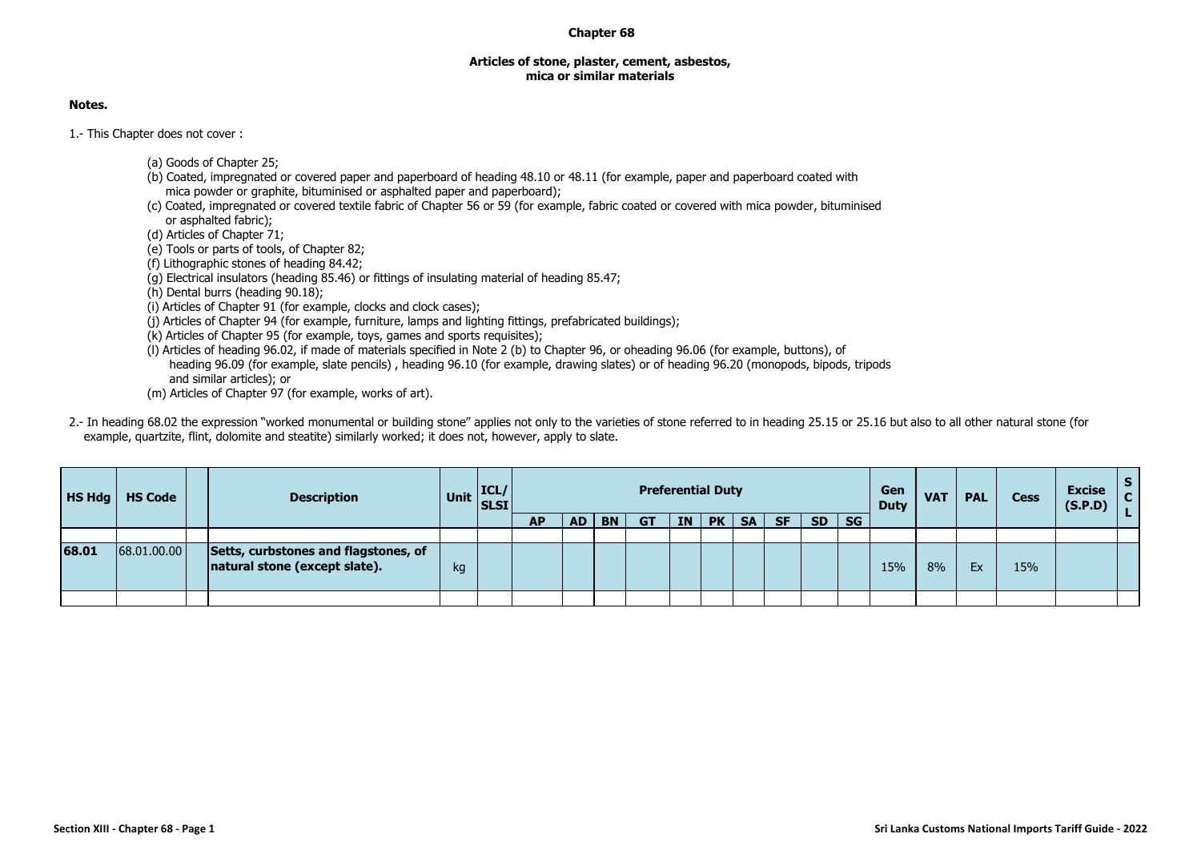# Chapter 68

## Articles of stone, plaster, cement, asbestos, mica or similar materials

**Notes.**

1.- This Chapter does not cover :

(a) Goods of Chapter 25;
(b) Coated, impregnated or covered paper and paperboard of heading 48.10 or 48.11 (for example, paper and paperboard coated with mica powder or graphite, bituminised or asphalted paper and paperboard);
(c) Coated, impregnated or covered textile fabric of Chapter 56 or 59 (for example, fabric coated or covered with mica powder, bituminised or asphalted fabric);
(d) Articles of Chapter 71;
(e) Tools or parts of tools, of Chapter 82;
(f) Lithographic stones of heading 84.42;
(g) Electrical insulators (heading 85.46) or fittings of insulating material of heading 85.47;
(h) Dental burrs (heading 90.18);
(i) Articles of Chapter 91 (for example, clocks and clock cases);
(j) Articles of Chapter 94 (for example, furniture, lamps and lighting fittings, prefabricated buildings);
(k) Articles of Chapter 95 (for example, toys, games and sports requisites);
(l) Articles of heading 96.02, if made of materials specified in Note 2 (b) to Chapter 96, or oheading 96.06 (for example, buttons), of heading 96.09 (for example, slate pencils) , heading 96.10 (for example, drawing slates) or of heading 96.20 (monopods, bipods, tripods and similar articles); or
(m) Articles of Chapter 97 (for example, works of art).

2.- In heading 68.02 the expression "worked monumental or building stone" applies not only to the varieties of stone referred to in heading 25.15 or 25.16 but also to all other natural stone (for example, quartzite, flint, dolomite and steatite) similarly worked; it does not, however, apply to slate.

| HS Hdg | HS Code | | Description | Unit | ICL/ SLSI | Preferential Duty | | | | | | | | | | Gen Duty | VAT | PAL | Cess | Excise (S.P.D) | S C L |
|---|---|---|---|---|---|---|---|---|---|---|---|---|---|---|---|---|---|---|---|---|---|
| | | | | | | AP | AD | BN | GT | IN | PK | SA | SF | SD | SG | | | | | | |
| | | | | | | | | | | | | | | | | | | | | | |
| **68.01** | 68.01.00.00 | | **Setts, curbstones and flagstones, of natural stone (except slate).** | kg | | | | | | | | | | | | 15% | 8% | Ex | 15% | | |
| | | | | | | | | | | | | | | | | | | | | | |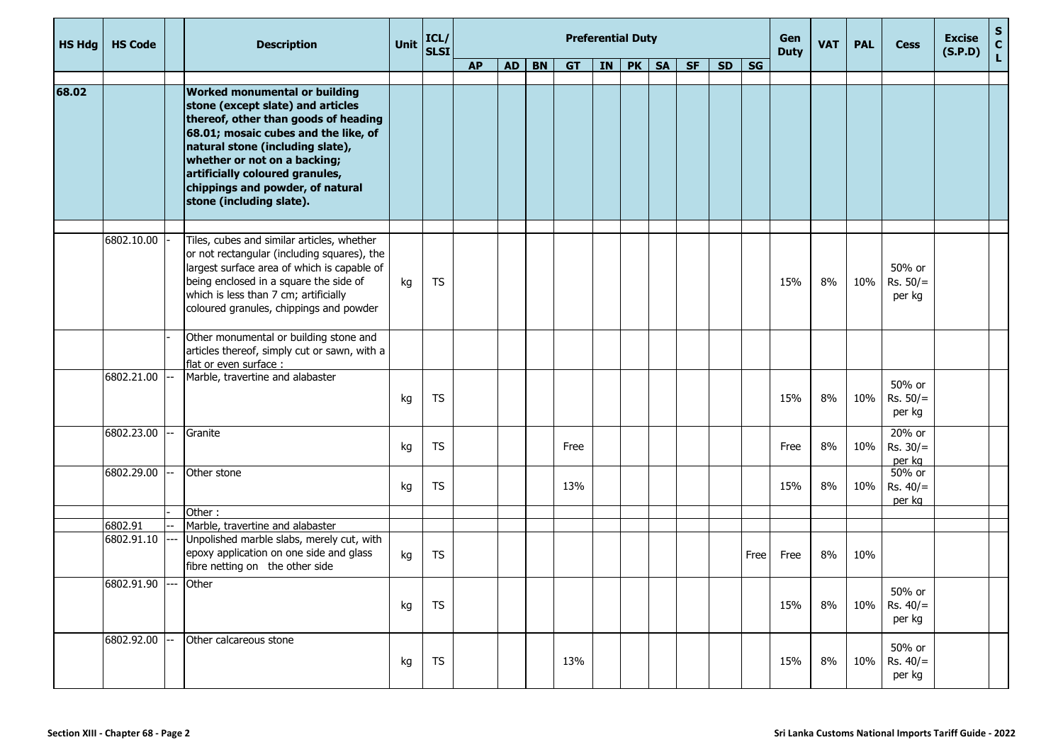| HS Hdg | HS Code | | Description | Unit | ICL/ SLSI | Preferential Duty | | | | | | | | | | Gen Duty | VAT | PAL | Cess | Excise (S.P.D) | S C L |
|---|---|---|---|---|---|---|---|---|---|---|---|---|---|---|---|---|---|---|---|---|---|
| | | | | | | AP | AD | BN | GT | IN | PK | SA | SF | SD | SG | | | | | | |
| 68.02 | | | **Worked monumental or building stone (except slate) and articles thereof, other than goods of heading 68.01; mosaic cubes and the like, of natural stone (including slate), whether or not on a backing; artificially coloured granules, chippings and powder, of natural stone (including slate).** | | | | | | | | | | | | | | | | | | |
| | 6802.10.00 | - | Tiles, cubes and similar articles, whether or not rectangular (including squares), the largest surface area of which is capable of being enclosed in a square the side of which is less than 7 cm; artificially coloured granules, chippings and powder | kg | TS | | | | | | | | | | | 15% | 8% | 10% | 50% or Rs. 50/= per kg | | |
| | | - | Other monumental or building stone and articles thereof, simply cut or sawn, with a flat or even surface : | | | | | | | | | | | | | | | | | | |
| | 6802.21.00 | -- | Marble, travertine and alabaster | kg | TS | | | | | | | | | | | 15% | 8% | 10% | 50% or Rs. 50/= per kg | | |
| | 6802.23.00 | -- | Granite | kg | TS | | | | Free | | | | | | | Free | 8% | 10% | 20% or Rs. 30/= per kg | | |
| | 6802.29.00 | -- | Other stone | kg | TS | | | | 13% | | | | | | | 15% | 8% | 10% | 50% or Rs. 40/= per kg | | |
| | | - | Other : | | | | | | | | | | | | | | | | | | |
| | 6802.91 | -- | Marble, travertine and alabaster | | | | | | | | | | | | | | | | | | |
| | 6802.91.10 | --- | Unpolished marble slabs, merely cut, with epoxy application on one side and glass fibre netting on the other side | kg | TS | | | | | | | | | | Free | Free | 8% | 10% | | | |
| | 6802.91.90 | --- | Other | kg | TS | | | | | | | | | | | 15% | 8% | 10% | 50% or Rs. 40/= per kg | | |
| | 6802.92.00 | -- | Other calcareous stone | kg | TS | | | | 13% | | | | | | | 15% | 8% | 10% | 50% or Rs. 40/= per kg | | |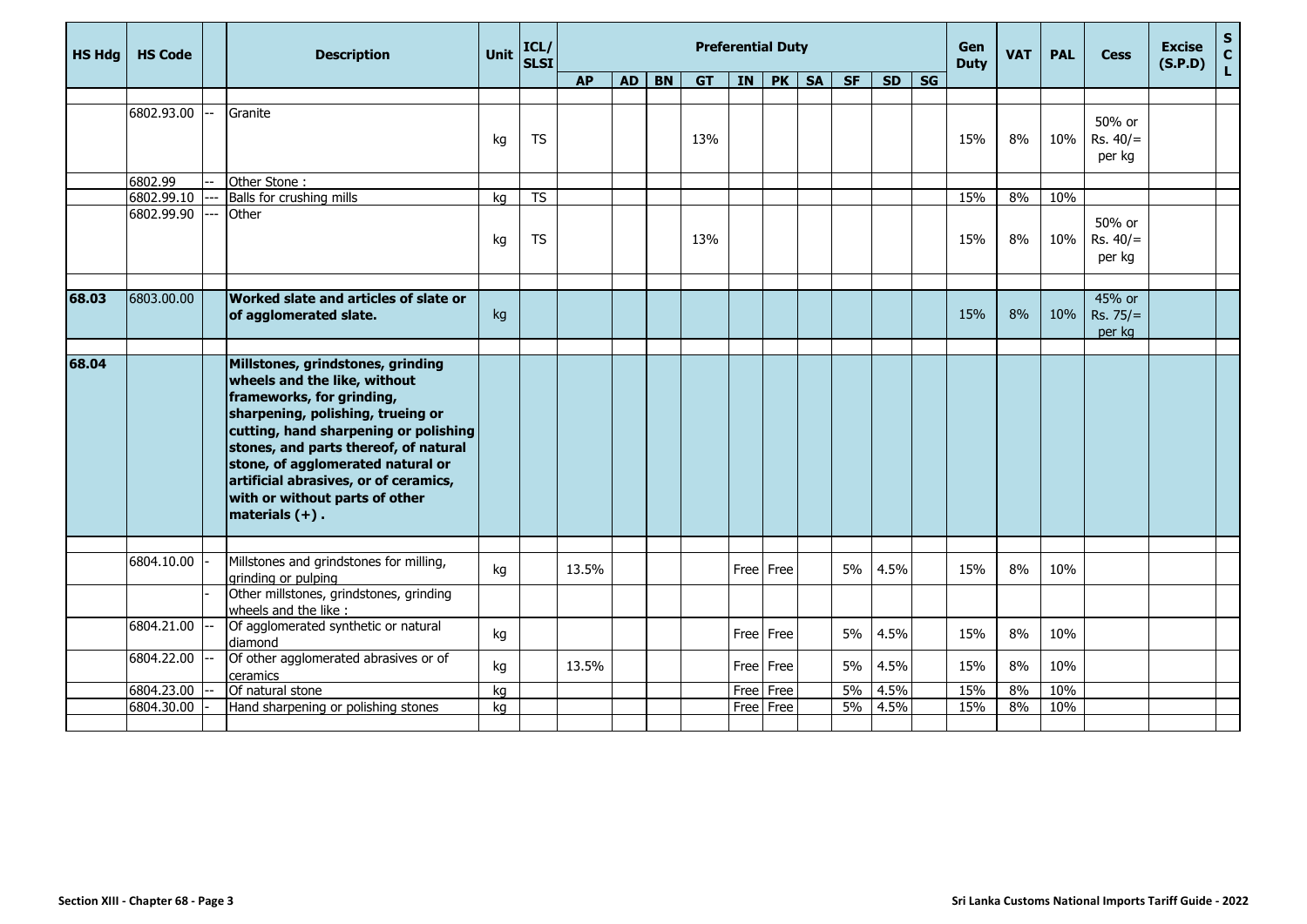| HS Hdg | HS Code | | Description | Unit | ICL/SLSI | Preferential Duty | | | | | | | | | | Gen Duty | VAT | PAL | Cess | Excise (S.P.D) | SCL |
|---|---|---|---|---|---|---|---|---|---|---|---|---|---|---|---|---|---|---|---|---|---|
| | | | | | | AP | AD | BN | GT | IN | PK | SA | SF | SD | SG | | | | | | |
| | 6802.93.00 | -- | Granite | kg | TS | | | | 13% | | | | | | | 15% | 8% | 10% | 50% or Rs. 40/= per kg | | |
| | 6802.99 | -- | Other Stone : | | | | | | | | | | | | | | | | | | |
| | 6802.99.10 | --- | Balls for crushing mills | kg | TS | | | | | | | | | | | 15% | 8% | 10% | | | |
| | 6802.99.90 | --- | Other | kg | TS | | | | 13% | | | | | | | 15% | 8% | 10% | 50% or Rs. 40/= per kg | | |
| **68.03** | 6803.00.00 | | **Worked slate and articles of slate or of agglomerated slate.** | kg | | | | | | | | | | | | 15% | 8% | 10% | 45% or Rs. 75/= per kg | | |
| **68.04** | | | **Millstones, grindstones, grinding wheels and the like, without frameworks, for grinding, sharpening, polishing, trueing or cutting, hand sharpening or polishing stones, and parts thereof, of natural stone, of agglomerated natural or artificial abrasives, or of ceramics, with or without parts of other materials (+) .** | | | | | | | | | | | | | | | | | | |
| | 6804.10.00 | - | Millstones and grindstones for milling, grinding or pulping | kg | | 13.5% | | | | Free | Free | | 5% | 4.5% | | 15% | 8% | 10% | | | |
| | | - | Other millstones, grindstones, grinding wheels and the like : | | | | | | | | | | | | | | | | | | |
| | 6804.21.00 | -- | Of agglomerated synthetic or natural diamond | kg | | | | | | Free | Free | | 5% | 4.5% | | 15% | 8% | 10% | | | |
| | 6804.22.00 | -- | Of other agglomerated abrasives or of ceramics | kg | | 13.5% | | | | Free | Free | | 5% | 4.5% | | 15% | 8% | 10% | | | |
| | 6804.23.00 | -- | Of natural stone | kg | | | | | | Free | Free | | 5% | 4.5% | | 15% | 8% | 10% | | | |
| | 6804.30.00 | - | Hand sharpening or polishing stones | kg | | | | | | Free | Free | | 5% | 4.5% | | 15% | 8% | 10% | | | |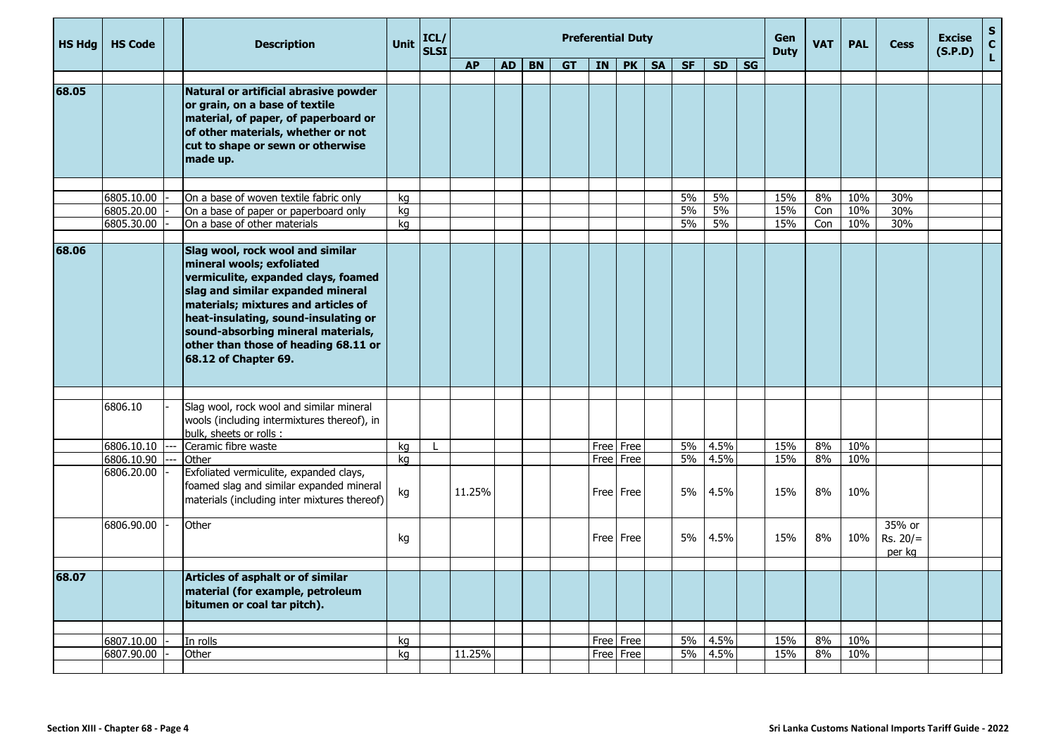| HS Hdg | HS Code | | Description | Unit | ICL/ SLSI | Preferential Duty | | | | | | | | | | Gen Duty | VAT | PAL | Cess | Excise (S.P.D) | SCL |
|---|---|---|---|---|---|---|---|---|---|---|---|---|---|---|---|---|---|---|---|---|---|
| | | | | | | AP | AD | BN | GT | IN | PK | SA | SF | SD | SG | | | | | | |
| 68.05 | | | **Natural or artificial abrasive powder or grain, on a base of textile material, of paper, of paperboard or of other materials, whether or not cut to shape or sewn or otherwise made up.** | | | | | | | | | | | | | | | | | | |
| | 6805.10.00 | - | On a base of woven textile fabric only | kg | | | | | | | | | 5% | 5% | | 15% | 8% | 10% | 30% | | |
| | 6805.20.00 | - | On a base of paper or paperboard only | kg | | | | | | | | | 5% | 5% | | 15% | Con | 10% | 30% | | |
| | 6805.30.00 | - | On a base of other materials | kg | | | | | | | | | 5% | 5% | | 15% | Con | 10% | 30% | | |
| 68.06 | | | **Slag wool, rock wool and similar mineral wools; exfoliated vermiculite, expanded clays, foamed slag and similar expanded mineral materials; mixtures and articles of heat-insulating, sound-insulating or sound-absorbing mineral materials, other than those of heading 68.11 or 68.12 of Chapter 69.** | | | | | | | | | | | | | | | | | | |
| | 6806.10 | - | Slag wool, rock wool and similar mineral wools (including intermixtures thereof), in bulk, sheets or rolls : | | | | | | | | | | | | | | | | | | |
| | 6806.10.10 | --- | Ceramic fibre waste | kg | L | | | | | Free | Free | | 5% | 4.5% | | 15% | 8% | 10% | | | |
| | 6806.10.90 | --- | Other | kg | | | | | | Free | Free | | 5% | 4.5% | | 15% | 8% | 10% | | | |
| | 6806.20.00 | - | Exfoliated vermiculite, expanded clays, foamed slag and similar expanded mineral materials (including inter mixtures thereof) | kg | | 11.25% | | | | Free | Free | | 5% | 4.5% | | 15% | 8% | 10% | | | |
| | 6806.90.00 | - | Other | kg | | | | | | Free | Free | | 5% | 4.5% | | 15% | 8% | 10% | 35% or Rs. 20/= per kg | | |
| 68.07 | | | **Articles of asphalt or of similar material (for example, petroleum bitumen or coal tar pitch).** | | | | | | | | | | | | | | | | | | |
| | 6807.10.00 | - | In rolls | kg | | | | | | Free | Free | | 5% | 4.5% | | 15% | 8% | 10% | | | |
| | 6807.90.00 | - | Other | kg | | 11.25% | | | | Free | Free | | 5% | 4.5% | | 15% | 8% | 10% | | | |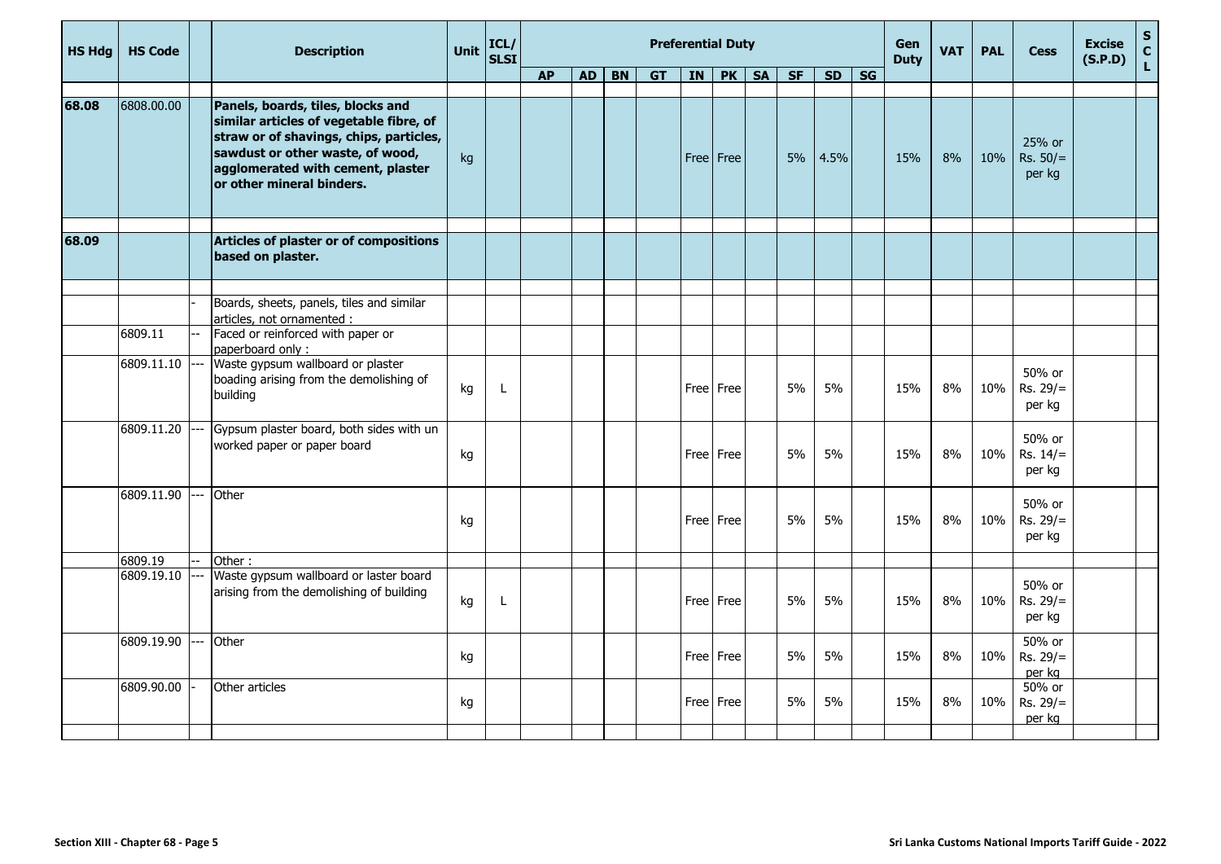| HS Hdg | HS Code | | Description | Unit | ICL/SLSI | Preferential Duty | | | | | | | | | | Gen Duty | VAT | PAL | Cess | Excise (S.P.D) | SCL |
|---|---|---|---|---|---|---|---|---|---|---|---|---|---|---|---|---|---|---|---|---|---|
| | | | | | | AP | AD | BN | GT | IN | PK | SA | SF | SD | SG | | | | | | |
| **68.08** | 6808.00.00 | | **Panels, boards, tiles, blocks and similar articles of vegetable fibre, of straw or of shavings, chips, particles, sawdust or other waste, of wood, agglomerated with cement, plaster or other mineral binders.** | kg | | | | | | Free | Free | | 5% | 4.5% | | 15% | 8% | 10% | 25% or Rs. 50/= per kg | | |
| **68.09** | | | **Articles of plaster or of compositions based on plaster.** | | | | | | | | | | | | | | | | | | |
| | | - | Boards, sheets, panels, tiles and similar articles, not ornamented : | | | | | | | | | | | | | | | | | | |
| | 6809.11 | -- | Faced or reinforced with paper or paperboard only : | | | | | | | | | | | | | | | | | | |
| | 6809.11.10 | --- | Waste gypsum wallboard or plaster boading arising from the demolishing of building | kg | L | | | | | Free | Free | | 5% | 5% | | 15% | 8% | 10% | 50% or Rs. 29/= per kg | | |
| | 6809.11.20 | --- | Gypsum plaster board, both sides with un worked paper or paper board | kg | | | | | | Free | Free | | 5% | 5% | | 15% | 8% | 10% | 50% or Rs. 14/= per kg | | |
| | 6809.11.90 | --- | Other | kg | | | | | | Free | Free | | 5% | 5% | | 15% | 8% | 10% | 50% or Rs. 29/= per kg | | |
| | 6809.19 | -- | Other : | | | | | | | | | | | | | | | | | | |
| | 6809.19.10 | --- | Waste gypsum wallboard or laster board arising from the demolishing of building | kg | L | | | | | Free | Free | | 5% | 5% | | 15% | 8% | 10% | 50% or Rs. 29/= per kg | | |
| | 6809.19.90 | --- | Other | kg | | | | | | Free | Free | | 5% | 5% | | 15% | 8% | 10% | 50% or Rs. 29/= per kg | | |
| | 6809.90.00 | - | Other articles | kg | | | | | | Free | Free | | 5% | 5% | | 15% | 8% | 10% | 50% or Rs. 29/= per kg | | |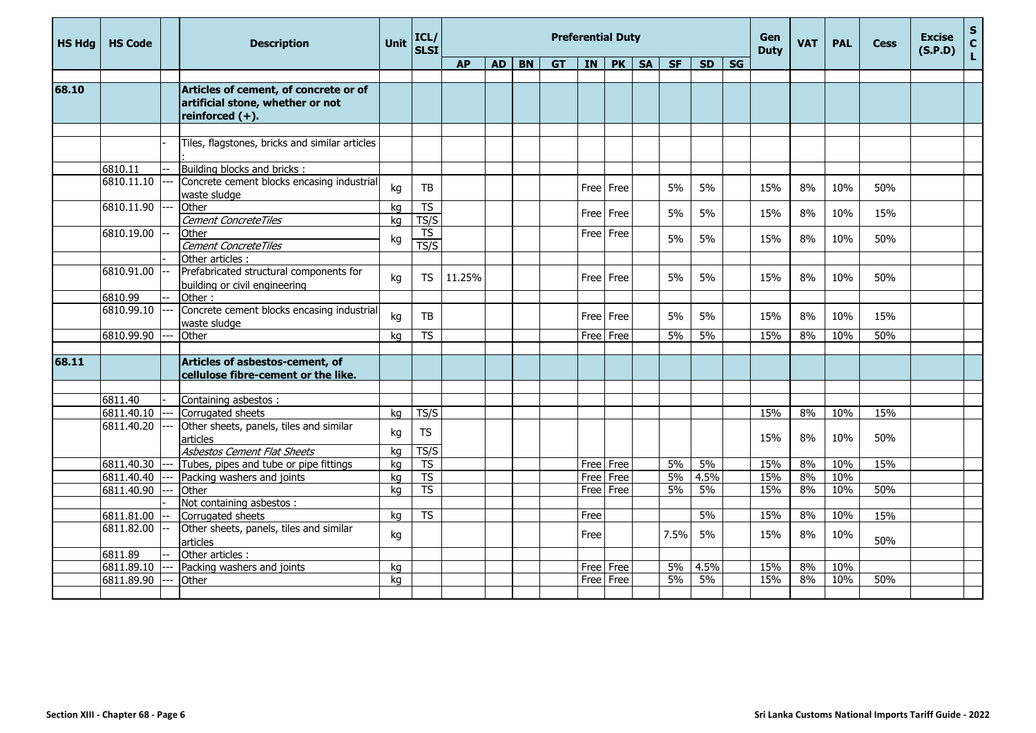| HS Hdg | HS Code | | Description | Unit | ICL/SLSI | Preferential Duty | | | | | | | | | | Gen Duty | VAT | PAL | Cess | Excise (S.P.D) | SCL |
|---|---|---|---|---|---|---|---|---|---|---|---|---|---|---|---|---|---|---|---|---|---|
| | | | | | | AP | AD | BN | GT | IN | PK | SA | SF | SD | SG | | | | | | |
| **68.10** | | | **Articles of cement, of concrete or of artificial stone, whether or not reinforced (+).** | | | | | | | | | | | | | | | | | | |
| | | - | Tiles, flagstones, bricks and similar articles : | | | | | | | | | | | | | | | | | | |
| | 6810.11 | -- | Building blocks and bricks : | | | | | | | | | | | | | | | | | | |
| | 6810.11.10 | --- | Concrete cement blocks encasing industrial waste sludge | kg | TB | | | | | Free | Free | | 5% | 5% | | 15% | 8% | 10% | 50% | | |
| | 6810.11.90 | --- | Other | kg | TS | | | | | Free | Free | | 5% | 5% | | 15% | 8% | 10% | 15% | | |
| | | | *Cement ConcreteTiles* | kg | TS/S | | | | | | | | | | | | | | | | |
| | 6810.19.00 | -- | Other | kg | TS | | | | | Free | Free | | 5% | 5% | | 15% | 8% | 10% | 50% | | |
| | | | *Cement ConcreteTiles* | | TS/S | | | | | | | | | | | | | | | | |
| | | - | Other articles : | | | | | | | | | | | | | | | | | | |
| | 6810.91.00 | -- | Prefabricated structural components for building or civil engineering | kg | TS | 11.25% | | | | Free | Free | | 5% | 5% | | 15% | 8% | 10% | 50% | | |
| | 6810.99 | -- | Other : | | | | | | | | | | | | | | | | | | |
| | 6810.99.10 | --- | Concrete cement blocks encasing industrial waste sludge | kg | TB | | | | | Free | Free | | 5% | 5% | | 15% | 8% | 10% | 15% | | |
| | 6810.99.90 | --- | Other | kg | TS | | | | | Free | Free | | 5% | 5% | | 15% | 8% | 10% | 50% | | |
| **68.11** | | | **Articles of asbestos-cement, of cellulose fibre-cement or the like.** | | | | | | | | | | | | | | | | | | |
| | 6811.40 | - | Containing asbestos : | | | | | | | | | | | | | | | | | | |
| | 6811.40.10 | --- | Corrugated sheets | kg | TS/S | | | | | | | | | | | 15% | 8% | 10% | 15% | | |
| | 6811.40.20 | --- | Other sheets, panels, tiles and similar articles | kg | TS | | | | | | | | | | | 15% | 8% | 10% | 50% | | |
| | | | *Asbestos Cement Flat Sheets* | kg | TS/S | | | | | | | | | | | | | | | | |
| | 6811.40.30 | --- | Tubes, pipes and tube or pipe fittings | kg | TS | | | | | Free | Free | | 5% | 5% | | 15% | 8% | 10% | 15% | | |
| | 6811.40.40 | --- | Packing washers and joints | kg | TS | | | | | Free | Free | | 5% | 4.5% | | 15% | 8% | 10% | | | |
| | 6811.40.90 | --- | Other | kg | TS | | | | | Free | Free | | 5% | 5% | | 15% | 8% | 10% | 50% | | |
| | | - | Not containing asbestos : | | | | | | | | | | | | | | | | | | |
| | 6811.81.00 | -- | Corrugated sheets | kg | TS | | | | | Free | | | | 5% | | 15% | 8% | 10% | 15% | | |
| | 6811.82.00 | -- | Other sheets, panels, tiles and similar articles | kg | | | | | | Free | | | 7.5% | 5% | | 15% | 8% | 10% | 50% | | |
| | 6811.89 | -- | Other articles : | | | | | | | | | | | | | | | | | | |
| | 6811.89.10 | --- | Packing washers and joints | kg | | | | | | Free | Free | | 5% | 4.5% | | 15% | 8% | 10% | | | |
| | 6811.89.90 | --- | Other | kg | | | | | | Free | Free | | 5% | 5% | | 15% | 8% | 10% | 50% | | |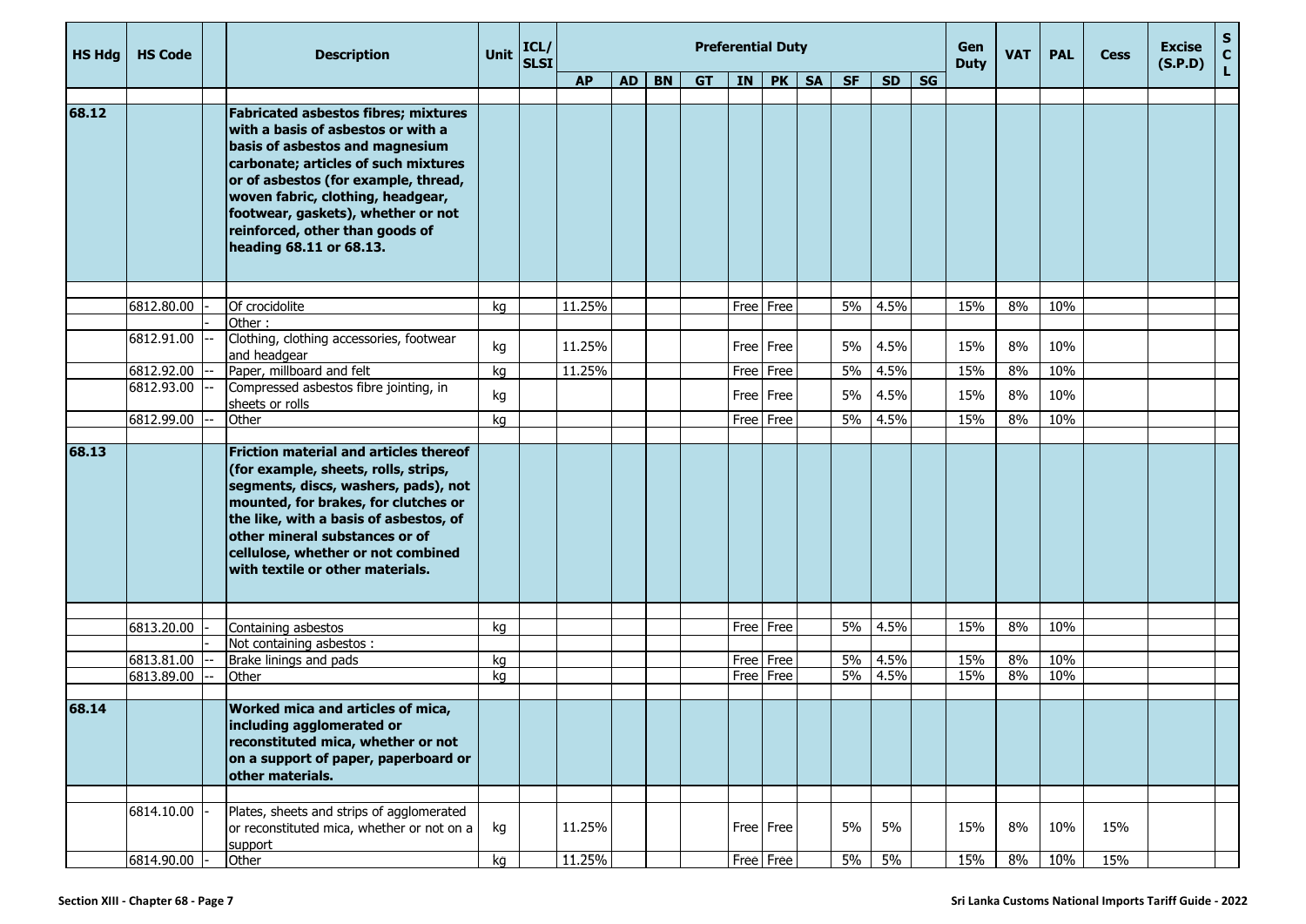| HS Hdg | HS Code | | Description | Unit | ICL/ SLSI | Preferential Duty | | | | | | | | | | Gen Duty | VAT | PAL | Cess | Excise (S.P.D) | S C L |
|---|---|---|---|---|---|---|---|---|---|---|---|---|---|---|---|---|---|---|---|---|---|
| | | | | | | AP | AD | BN | GT | IN | PK | SA | SF | SD | SG | | | | | | |
| 68.12 | | | **Fabricated asbestos fibres; mixtures with a basis of asbestos or with a basis of asbestos and magnesium carbonate; articles of such mixtures or of asbestos (for example, thread, woven fabric, clothing, headgear, footwear, gaskets), whether or not reinforced, other than goods of heading 68.11 or 68.13.** | | | | | | | | | | | | | | | | | | |
| | 6812.80.00 | - | Of crocidolite | kg | | 11.25% | | | | Free | Free | | 5% | 4.5% | | 15% | 8% | 10% | | | |
| | | - | Other : | | | | | | | | | | | | | | | | | | |
| | 6812.91.00 | -- | Clothing, clothing accessories, footwear and headgear | kg | | 11.25% | | | | Free | Free | | 5% | 4.5% | | 15% | 8% | 10% | | | |
| | 6812.92.00 | -- | Paper, millboard and felt | kg | | 11.25% | | | | Free | Free | | 5% | 4.5% | | 15% | 8% | 10% | | | |
| | 6812.93.00 | -- | Compressed asbestos fibre jointing, in sheets or rolls | kg | | | | | | Free | Free | | 5% | 4.5% | | 15% | 8% | 10% | | | |
| | 6812.99.00 | -- | Other | kg | | | | | | Free | Free | | 5% | 4.5% | | 15% | 8% | 10% | | | |
| 68.13 | | | **Friction material and articles thereof (for example, sheets, rolls, strips, segments, discs, washers, pads), not mounted, for brakes, for clutches or the like, with a basis of asbestos, of other mineral substances or of cellulose, whether or not combined with textile or other materials.** | | | | | | | | | | | | | | | | | | |
| | 6813.20.00 | - | Containing asbestos | kg | | | | | | Free | Free | | 5% | 4.5% | | 15% | 8% | 10% | | | |
| | | - | Not containing asbestos : | | | | | | | | | | | | | | | | | | |
| | 6813.81.00 | -- | Brake linings and pads | kg | | | | | | Free | Free | | 5% | 4.5% | | 15% | 8% | 10% | | | |
| | 6813.89.00 | -- | Other | kg | | | | | | Free | Free | | 5% | 4.5% | | 15% | 8% | 10% | | | |
| 68.14 | | | **Worked mica and articles of mica, including agglomerated or reconstituted mica, whether or not on a support of paper, paperboard or other materials.** | | | | | | | | | | | | | | | | | | |
| | 6814.10.00 | - | Plates, sheets and strips of agglomerated or reconstituted mica, whether or not on a support | kg | | 11.25% | | | | Free | Free | | 5% | 5% | | 15% | 8% | 10% | 15% | | |
| | 6814.90.00 | - | Other | kg | | 11.25% | | | | Free | Free | | 5% | 5% | | 15% | 8% | 10% | 15% | | |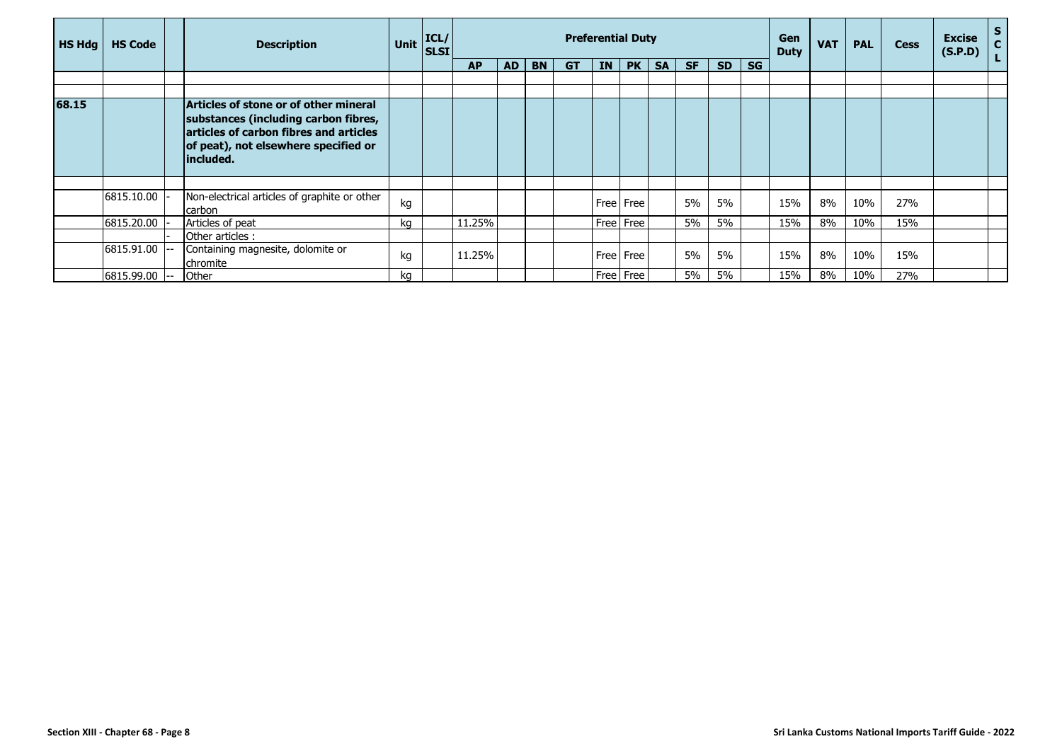| HS Hdg | HS Code | | Description | Unit | ICL/SLSI | Preferential Duty | | | | | | | | | | Gen Duty | VAT | PAL | Cess | Excise (S.P.D) | SCL |
|---|---|---|---|---|---|---|---|---|---|---|---|---|---|---|---|---|---|---|---|---|---|
| | | | | | | AP | AD | BN | GT | IN | PK | SA | SF | SD | SG | | | | | | |
| | | | | | | | | | | | | | | | | | | | | | |
| | | | | | | | | | | | | | | | | | | | | | |
| 68.15 | | | **Articles of stone or of other mineral substances (including carbon fibres, articles of carbon fibres and articles of peat), not elsewhere specified or included.** | | | | | | | | | | | | | | | | | | |
| | | | | | | | | | | | | | | | | | | | | | |
| | 6815.10.00 | - | Non-electrical articles of graphite or other carbon | kg | | | | | | Free | Free | | 5% | 5% | | 15% | 8% | 10% | 27% | | |
| | 6815.20.00 | - | Articles of peat | kg | | 11.25% | | | | Free | Free | | 5% | 5% | | 15% | 8% | 10% | 15% | | |
| | | - | Other articles : | | | | | | | | | | | | | | | | | | |
| | 6815.91.00 | -- | Containing magnesite, dolomite or chromite | kg | | 11.25% | | | | Free | Free | | 5% | 5% | | 15% | 8% | 10% | 15% | | |
| | 6815.99.00 | -- | Other | kg | | | | | | Free | Free | | 5% | 5% | | 15% | 8% | 10% | 27% | | |